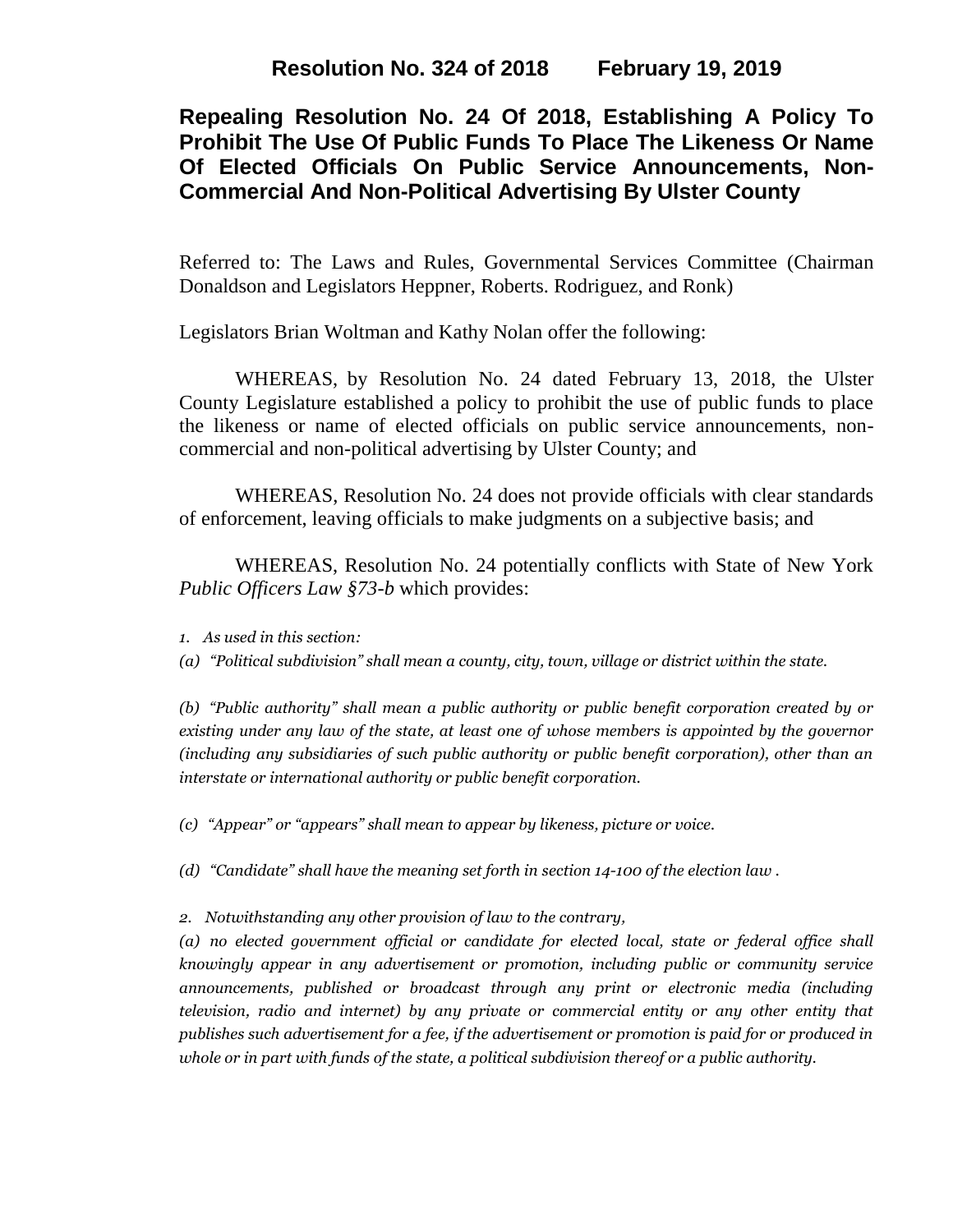**Resolution No. 324 of 2018 February 19, 2019**

# Repealing Resolution No. 24 Of 2018, Establishing A Policy To Prohibit The Use Of Public Funds To Place The Likeness Or Name Of Elected Officials On Public Service Announcements, Non-Commercial And Non-Political Advertising By Ulster County

Referred to: The Laws and Rules, Governmental Services Committee (Chairman Donaldson and Legislators Heppner, Roberts. Rodriguez, and Ronk)

Legislators Brian Woltman and Kathy Nolan offer the following:

WHEREAS, by Resolution No. 24 dated February 13, 2018, the Ulster County Legislature established a policy to prohibit the use of public funds to place the likeness or name of elected officials on public service announcements, non-commercial and non-political advertising by Ulster County; and

WHEREAS, Resolution No. 24 does not provide officials with clear standards of enforcement, leaving officials to make judgments on a subjective basis; and

WHEREAS, Resolution No. 24 potentially conflicts with State of New York *Public Officers Law §73-b* which provides:

*1. As used in this section:*

*(a) "Political subdivision" shall mean a county, city, town, village or district within the state.*

*(b) "Public authority" shall mean a public authority or public benefit corporation created by or existing under any law of the state, at least one of whose members is appointed by the governor (including any subsidiaries of such public authority or public benefit corporation), other than an interstate or international authority or public benefit corporation.*

*(c) "Appear" or "appears" shall mean to appear by likeness, picture or voice.*

*(d) "Candidate" shall have the meaning set forth in section 14-100 of the election law .*

*2. Notwithstanding any other provision of law to the contrary,*

*(a) no elected government official or candidate for elected local, state or federal office shall knowingly appear in any advertisement or promotion, including public or community service announcements, published or broadcast through any print or electronic media (including television, radio and internet) by any private or commercial entity or any other entity that publishes such advertisement for a fee, if the advertisement or promotion is paid for or produced in whole or in part with funds of the state, a political subdivision thereof or a public authority.*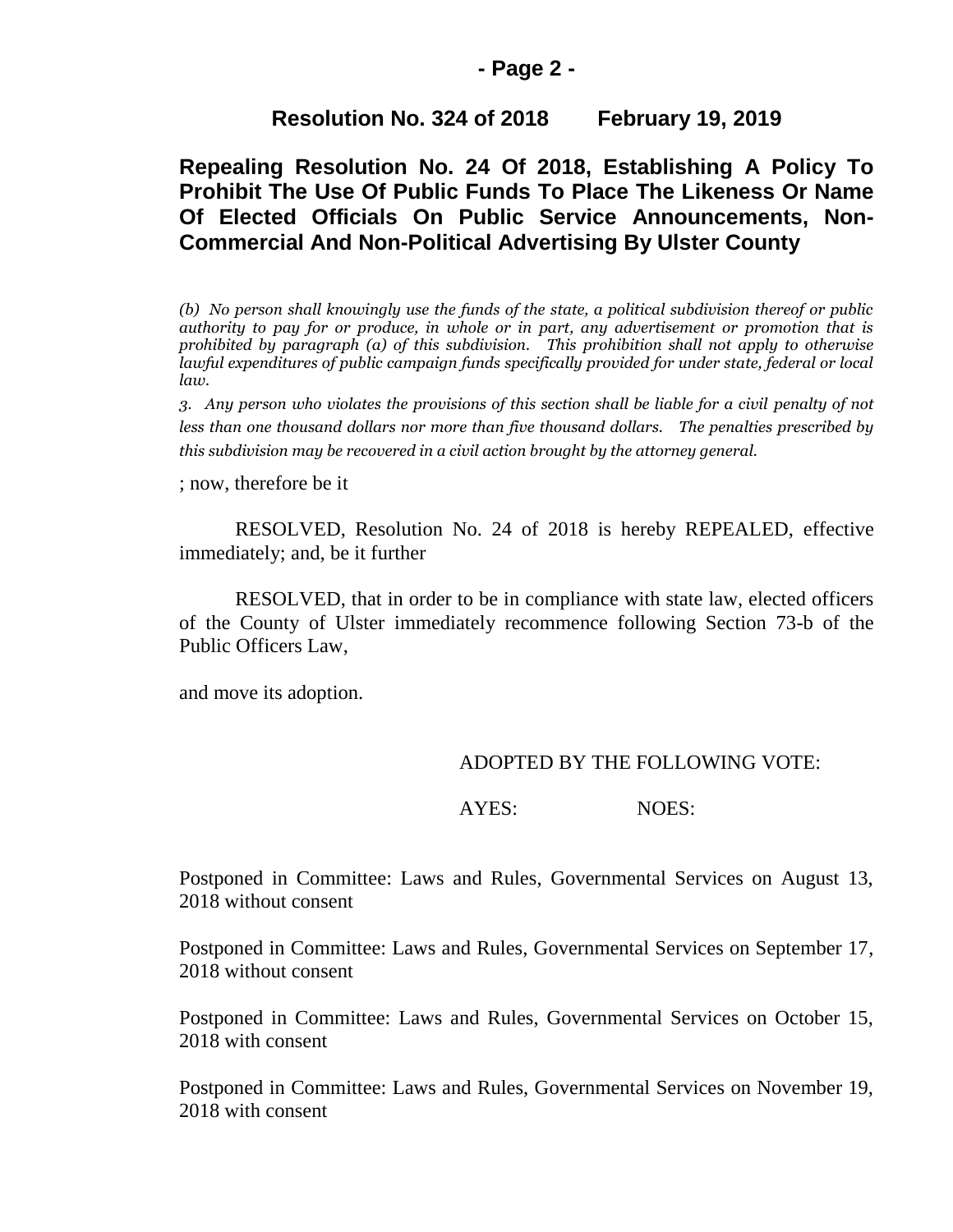**Resolution No. 324 of 2018 February 19, 2019**

**Repealing Resolution No. 24 Of 2018, Establishing A Policy To Prohibit The Use Of Public Funds To Place The Likeness Or Name Of Elected Officials On Public Service Announcements, Non-Commercial And Non-Political Advertising By Ulster County**

*(b) No person shall knowingly use the funds of the state, a political subdivision thereof or public authority to pay for or produce, in whole or in part, any advertisement or promotion that is prohibited by paragraph (a) of this subdivision. This prohibition shall not apply to otherwise lawful expenditures of public campaign funds specifically provided for under state, federal or local law.*

*3. Any person who violates the provisions of this section shall be liable for a civil penalty of not less than one thousand dollars nor more than five thousand dollars. The penalties prescribed by this subdivision may be recovered in a civil action brought by the attorney general.*

; now, therefore be it

RESOLVED, Resolution No. 24 of 2018 is hereby REPEALED, effective immediately; and, be it further

RESOLVED, that in order to be in compliance with state law, elected officers of the County of Ulster immediately recommence following Section 73-b of the Public Officers Law,

and move its adoption.

ADOPTED BY THE FOLLOWING VOTE:

AYES: NOES:

Postponed in Committee: Laws and Rules, Governmental Services on August 13, 2018 without consent

Postponed in Committee: Laws and Rules, Governmental Services on September 17, 2018 without consent

Postponed in Committee: Laws and Rules, Governmental Services on October 15, 2018 with consent

Postponed in Committee: Laws and Rules, Governmental Services on November 19, 2018 with consent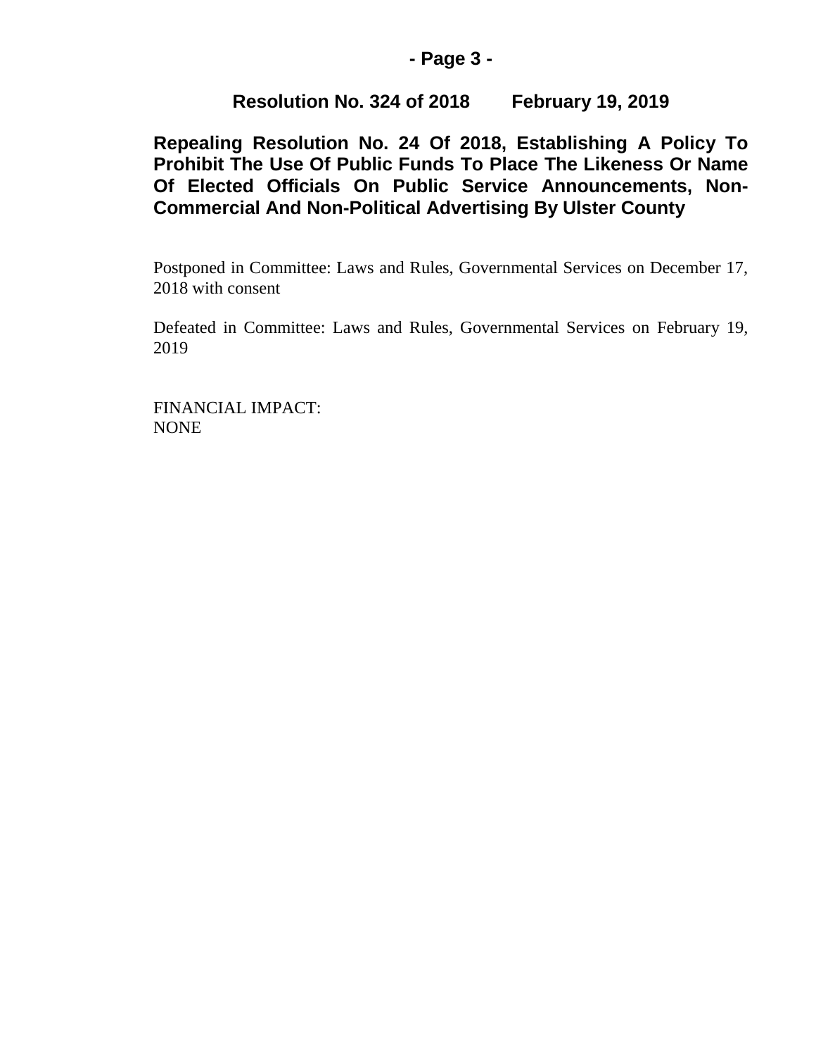**Resolution No. 324 of 2018 February 19, 2019**

**Repealing Resolution No. 24 Of 2018, Establishing A Policy To Prohibit The Use Of Public Funds To Place The Likeness Or Name Of Elected Officials On Public Service Announcements, Non-Commercial And Non-Political Advertising By Ulster County**

Postponed in Committee: Laws and Rules, Governmental Services on December 17, 2018 with consent

Defeated in Committee: Laws and Rules, Governmental Services on February 19, 2019

FINANCIAL IMPACT:
NONE